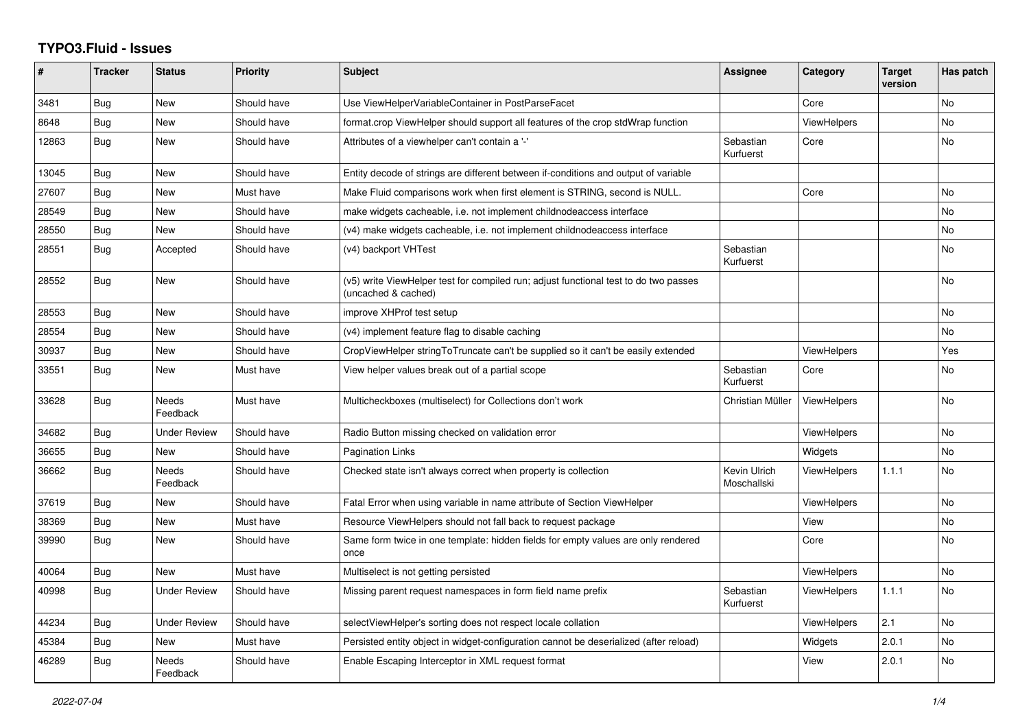# TYPO3.Fluid - Issues

| # | Tracker | Status | Priority | Subject | Assignee | Category | Target version | Has patch |
|---|---|---|---|---|---|---|---|---|
| 3481 | Bug | New | Should have | Use ViewHelperVariableContainer in PostParseFacet | | Core | | No |
| 8648 | Bug | New | Should have | format.crop ViewHelper should support all features of the crop stdWrap function | | ViewHelpers | | No |
| 12863 | Bug | New | Should have | Attributes of a viewhelper can't contain a '-' | Sebastian Kurfuerst | Core | | No |
| 13045 | Bug | New | Should have | Entity decode of strings are different between if-conditions and output of variable | | | | |
| 27607 | Bug | New | Must have | Make Fluid comparisons work when first element is STRING, second is NULL. | | Core | | No |
| 28549 | Bug | New | Should have | make widgets cacheable, i.e. not implement childnodeaccess interface | | | | No |
| 28550 | Bug | New | Should have | (v4) make widgets cacheable, i.e. not implement childnodeaccess interface | | | | No |
| 28551 | Bug | Accepted | Should have | (v4) backport VHTest | Sebastian Kurfuerst | | | No |
| 28552 | Bug | New | Should have | (v5) write ViewHelper test for compiled run; adjust functional test to do two passes (uncached & cached) | | | | No |
| 28553 | Bug | New | Should have | improve XHProf test setup | | | | No |
| 28554 | Bug | New | Should have | (v4) implement feature flag to disable caching | | | | No |
| 30937 | Bug | New | Should have | CropViewHelper stringToTruncate can't be supplied so it can't be easily extended | | ViewHelpers | | Yes |
| 33551 | Bug | New | Must have | View helper values break out of a partial scope | Sebastian Kurfuerst | Core | | No |
| 33628 | Bug | Needs Feedback | Must have | Multicheckboxes (multiselect) for Collections don't work | Christian Müller | ViewHelpers | | No |
| 34682 | Bug | Under Review | Should have | Radio Button missing checked on validation error | | ViewHelpers | | No |
| 36655 | Bug | New | Should have | Pagination Links | | Widgets | | No |
| 36662 | Bug | Needs Feedback | Should have | Checked state isn't always correct when property is collection | Kevin Ulrich Moschallski | ViewHelpers | 1.1.1 | No |
| 37619 | Bug | New | Should have | Fatal Error when using variable in name attribute of Section ViewHelper | | ViewHelpers | | No |
| 38369 | Bug | New | Must have | Resource ViewHelpers should not fall back to request package | | View | | No |
| 39990 | Bug | New | Should have | Same form twice in one template: hidden fields for empty values are only rendered once | | Core | | No |
| 40064 | Bug | New | Must have | Multiselect is not getting persisted | | ViewHelpers | | No |
| 40998 | Bug | Under Review | Should have | Missing parent request namespaces in form field name prefix | Sebastian Kurfuerst | ViewHelpers | 1.1.1 | No |
| 44234 | Bug | Under Review | Should have | selectViewHelper's sorting does not respect locale collation | | ViewHelpers | 2.1 | No |
| 45384 | Bug | New | Must have | Persisted entity object in widget-configuration cannot be deserialized (after reload) | | Widgets | 2.0.1 | No |
| 46289 | Bug | Needs Feedback | Should have | Enable Escaping Interceptor in XML request format | | View | 2.0.1 | No |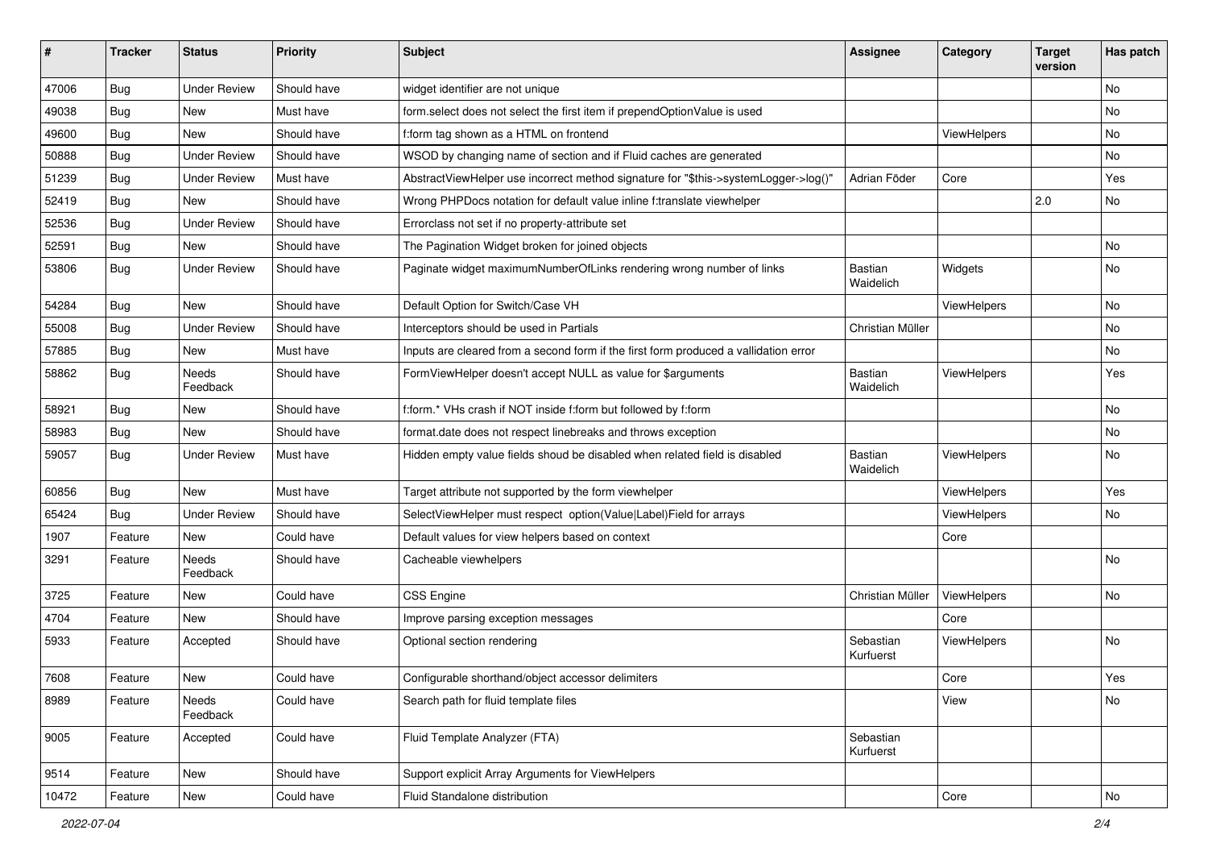| # | Tracker | Status | Priority | Subject | Assignee | Category | Target version | Has patch |
|---|---|---|---|---|---|---|---|---|
| 47006 | Bug | Under Review | Should have | widget identifier are not unique | | | | No |
| 49038 | Bug | New | Must have | form.select does not select the first item if prependOptionValue is used | | | | No |
| 49600 | Bug | New | Should have | f:form tag shown as a HTML on frontend | | ViewHelpers | | No |
| 50888 | Bug | Under Review | Should have | WSOD by changing name of section and if Fluid caches are generated | | | | No |
| 51239 | Bug | Under Review | Must have | AbstractViewHelper use incorrect method signature for "$this->systemLogger->log()" | Adrian Föder | Core | | Yes |
| 52419 | Bug | New | Should have | Wrong PHPDocs notation for default value inline f:translate viewhelper | | | 2.0 | No |
| 52536 | Bug | Under Review | Should have | Errorclass not set if no property-attribute set | | | | |
| 52591 | Bug | New | Should have | The Pagination Widget broken for joined objects | | | | No |
| 53806 | Bug | Under Review | Should have | Paginate widget maximumNumberOfLinks rendering wrong number of links | Bastian Waidelich | Widgets | | No |
| 54284 | Bug | New | Should have | Default Option for Switch/Case VH | | ViewHelpers | | No |
| 55008 | Bug | Under Review | Should have | Interceptors should be used in Partials | Christian Müller | | | No |
| 57885 | Bug | New | Must have | Inputs are cleared from a second form if the first form produced a vallidation error | | | | No |
| 58862 | Bug | Needs Feedback | Should have | FormViewHelper doesn't accept NULL as value for $arguments | Bastian Waidelich | ViewHelpers | | Yes |
| 58921 | Bug | New | Should have | f:form.* VHs crash if NOT inside f:form but followed by f:form | | | | No |
| 58983 | Bug | New | Should have | format.date does not respect linebreaks and throws exception | | | | No |
| 59057 | Bug | Under Review | Must have | Hidden empty value fields shoud be disabled when related field is disabled | Bastian Waidelich | ViewHelpers | | No |
| 60856 | Bug | New | Must have | Target attribute not supported by the form viewhelper | | ViewHelpers | | Yes |
| 65424 | Bug | Under Review | Should have | SelectViewHelper must respect option(Value\|Label)Field for arrays | | ViewHelpers | | No |
| 1907 | Feature | New | Could have | Default values for view helpers based on context | | Core | | |
| 3291 | Feature | Needs Feedback | Should have | Cacheable viewhelpers | | | | No |
| 3725 | Feature | New | Could have | CSS Engine | Christian Müller | ViewHelpers | | No |
| 4704 | Feature | New | Should have | Improve parsing exception messages | | Core | | |
| 5933 | Feature | Accepted | Should have | Optional section rendering | Sebastian Kurfuerst | ViewHelpers | | No |
| 7608 | Feature | New | Could have | Configurable shorthand/object accessor delimiters | | Core | | Yes |
| 8989 | Feature | Needs Feedback | Could have | Search path for fluid template files | | View | | No |
| 9005 | Feature | Accepted | Could have | Fluid Template Analyzer (FTA) | Sebastian Kurfuerst | | | |
| 9514 | Feature | New | Should have | Support explicit Array Arguments for ViewHelpers | | | | |
| 10472 | Feature | New | Could have | Fluid Standalone distribution | | Core | | No |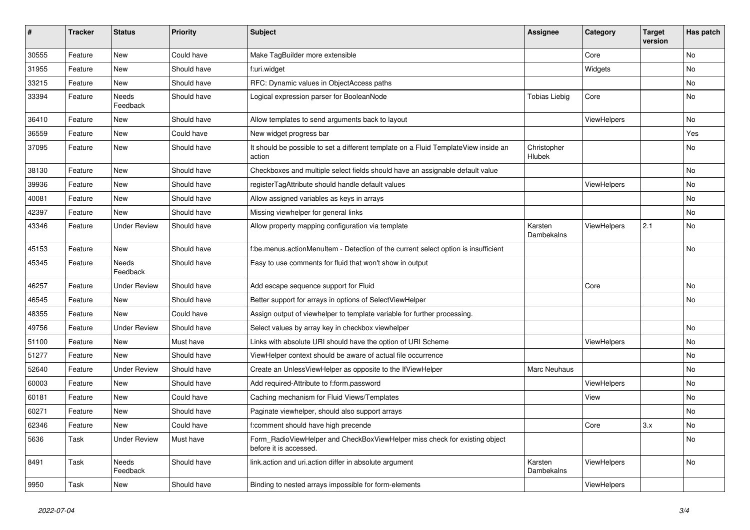| # | Tracker | Status | Priority | Subject | Assignee | Category | Target version | Has patch |
|---|---|---|---|---|---|---|---|---|
| 30555 | Feature | New | Could have | Make TagBuilder more extensible | | Core | | No |
| 31955 | Feature | New | Should have | f:uri.widget | | Widgets | | No |
| 33215 | Feature | New | Should have | RFC: Dynamic values in ObjectAccess paths | | | | No |
| 33394 | Feature | Needs Feedback | Should have | Logical expression parser for BooleanNode | Tobias Liebig | Core | | No |
| 36410 | Feature | New | Should have | Allow templates to send arguments back to layout | | ViewHelpers | | No |
| 36559 | Feature | New | Could have | New widget progress bar | | | | Yes |
| 37095 | Feature | New | Should have | It should be possible to set a different template on a Fluid TemplateView inside an action | Christopher Hlubek | | | No |
| 38130 | Feature | New | Should have | Checkboxes and multiple select fields should have an assignable default value | | | | No |
| 39936 | Feature | New | Should have | registerTagAttribute should handle default values | | ViewHelpers | | No |
| 40081 | Feature | New | Should have | Allow assigned variables as keys in arrays | | | | No |
| 42397 | Feature | New | Should have | Missing viewhelper for general links | | | | No |
| 43346 | Feature | Under Review | Should have | Allow property mapping configuration via template | Karsten Dambekalns | ViewHelpers | 2.1 | No |
| 45153 | Feature | New | Should have | f:be.menus.actionMenuItem - Detection of the current select option is insufficient | | | | No |
| 45345 | Feature | Needs Feedback | Should have | Easy to use comments for fluid that won't show in output | | | | |
| 46257 | Feature | Under Review | Should have | Add escape sequence support for Fluid | | Core | | No |
| 46545 | Feature | New | Should have | Better support for arrays in options of SelectViewHelper | | | | No |
| 48355 | Feature | New | Could have | Assign output of viewhelper to template variable for further processing. | | | | |
| 49756 | Feature | Under Review | Should have | Select values by array key in checkbox viewhelper | | | | No |
| 51100 | Feature | New | Must have | Links with absolute URI should have the option of URI Scheme | | ViewHelpers | | No |
| 51277 | Feature | New | Should have | ViewHelper context should be aware of actual file occurrence | | | | No |
| 52640 | Feature | Under Review | Should have | Create an UnlessViewHelper as opposite to the IfViewHelper | Marc Neuhaus | | | No |
| 60003 | Feature | New | Should have | Add required-Attribute to f:form.password | | ViewHelpers | | No |
| 60181 | Feature | New | Could have | Caching mechanism for Fluid Views/Templates | | View | | No |
| 60271 | Feature | New | Should have | Paginate viewhelper, should also support arrays | | | | No |
| 62346 | Feature | New | Could have | f:comment should have high precende | | Core | 3.x | No |
| 5636 | Task | Under Review | Must have | Form_RadioViewHelper and CheckBoxViewHelper miss check for existing object before it is accessed. | | | | No |
| 8491 | Task | Needs Feedback | Should have | link.action and uri.action differ in absolute argument | Karsten Dambekalns | ViewHelpers | | No |
| 9950 | Task | New | Should have | Binding to nested arrays impossible for form-elements | | ViewHelpers | | |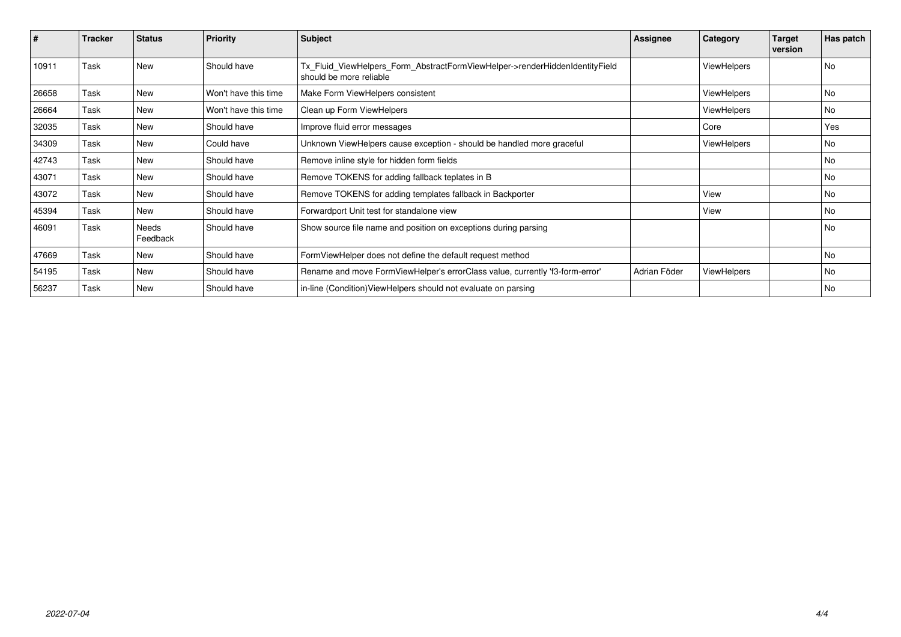| # | Tracker | Status | Priority | Subject | Assignee | Category | Target version | Has patch |
|---|---|---|---|---|---|---|---|---|
| 10911 | Task | New | Should have | Tx_Fluid_ViewHelpers_Form_AbstractFormViewHelper->renderHiddenIdentityField should be more reliable | | ViewHelpers | | No |
| 26658 | Task | New | Won't have this time | Make Form ViewHelpers consistent | | ViewHelpers | | No |
| 26664 | Task | New | Won't have this time | Clean up Form ViewHelpers | | ViewHelpers | | No |
| 32035 | Task | New | Should have | Improve fluid error messages | | Core | | Yes |
| 34309 | Task | New | Could have | Unknown ViewHelpers cause exception - should be handled more graceful | | ViewHelpers | | No |
| 42743 | Task | New | Should have | Remove inline style for hidden form fields | | | | No |
| 43071 | Task | New | Should have | Remove TOKENS for adding fallback teplates in B | | | | No |
| 43072 | Task | New | Should have | Remove TOKENS for adding templates fallback in Backporter | | View | | No |
| 45394 | Task | New | Should have | Forwardport Unit test for standalone view | | View | | No |
| 46091 | Task | Needs Feedback | Should have | Show source file name and position on exceptions during parsing | | | | No |
| 47669 | Task | New | Should have | FormViewHelper does not define the default request method | | | | No |
| 54195 | Task | New | Should have | Rename and move FormViewHelper's errorClass value, currently 'f3-form-error' | Adrian Föder | ViewHelpers | | No |
| 56237 | Task | New | Should have | in-line (Condition)ViewHelpers should not evaluate on parsing | | | | No |

*2022-07-04*